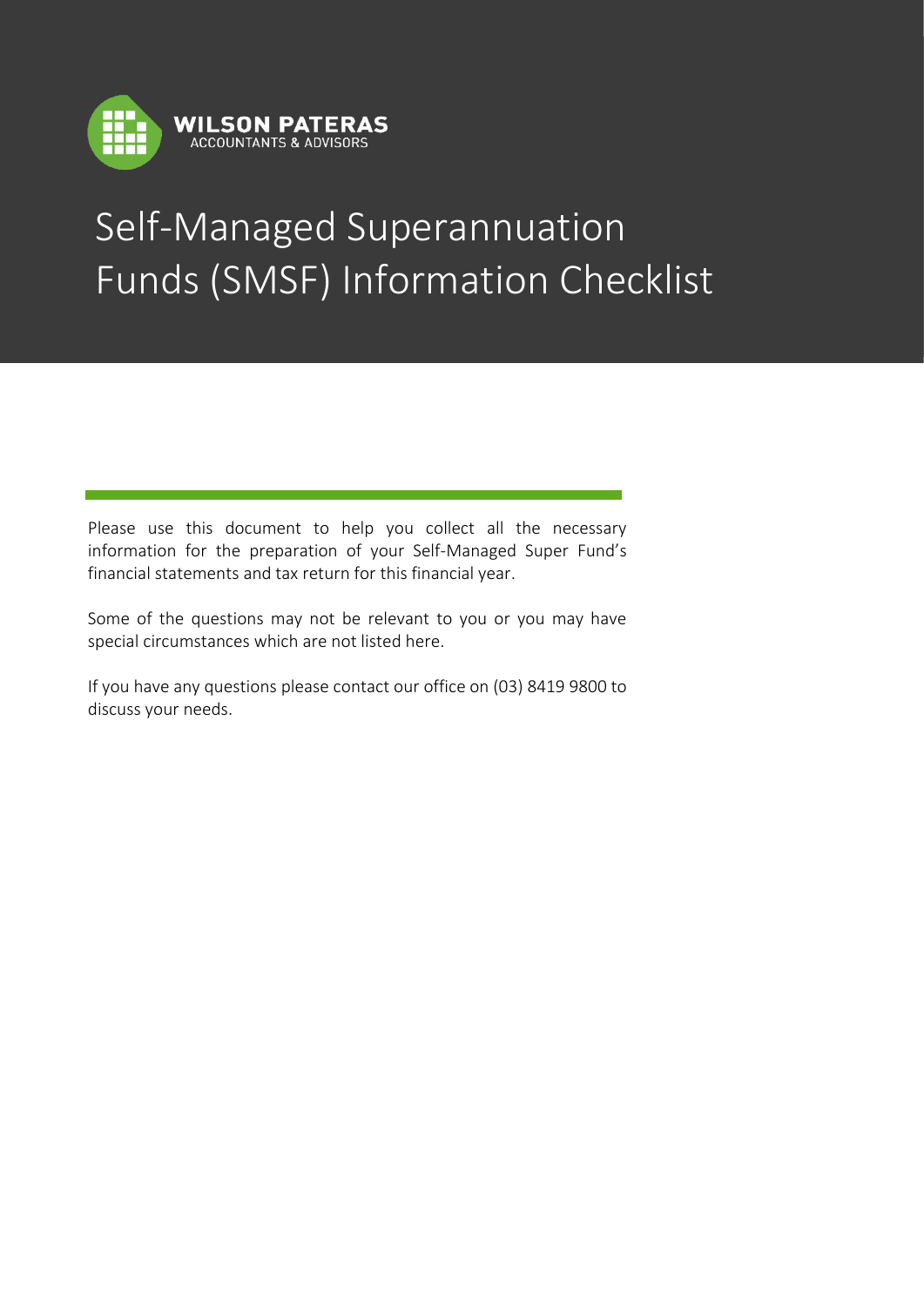**WILSON PATERAS**
ACCOUNTANTS & ADVISORS

# Self-Managed Superannuation Funds (SMSF) Information Checklist

Please use this document to help you collect all the necessary information for the preparation of your Self-Managed Super Fund's financial statements and tax return for this financial year.

Some of the questions may not be relevant to you or you may have special circumstances which are not listed here.

If you have any questions please contact our office on (03) 8419 9800 to discuss your needs.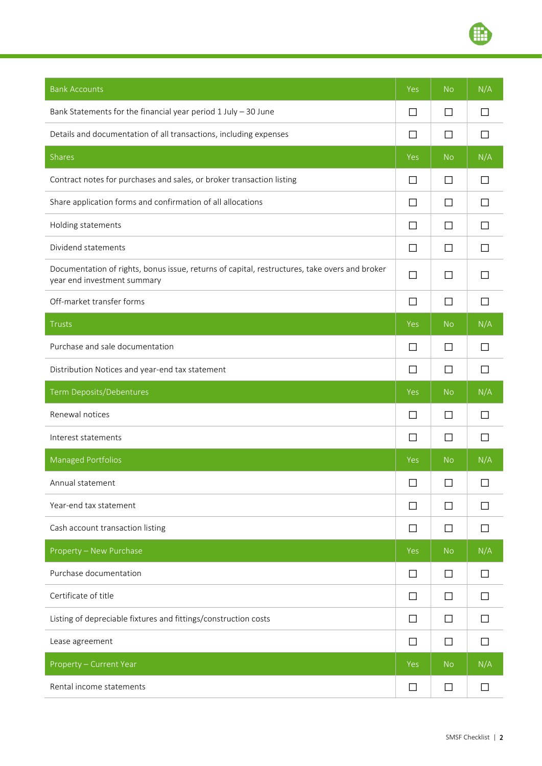| Bank Accounts | Yes | No | N/A |
|---|---|---|---|
| Bank Statements for the financial year period 1 July – 30 June | ☐ | ☐ | ☐ |
| Details and documentation of all transactions, including expenses | ☐ | ☐ | ☐ |
| **Shares** | **Yes** | **No** | **N/A** |
| Contract notes for purchases and sales, or broker transaction listing | ☐ | ☐ | ☐ |
| Share application forms and confirmation of all allocations | ☐ | ☐ | ☐ |
| Holding statements | ☐ | ☐ | ☐ |
| Dividend statements | ☐ | ☐ | ☐ |
| Documentation of rights, bonus issue, returns of capital, restructures, take overs and broker year end investment summary | ☐ | ☐ | ☐ |
| Off-market transfer forms | ☐ | ☐ | ☐ |
| **Trusts** | **Yes** | **No** | **N/A** |
| Purchase and sale documentation | ☐ | ☐ | ☐ |
| Distribution Notices and year-end tax statement | ☐ | ☐ | ☐ |
| **Term Deposits/Debentures** | **Yes** | **No** | **N/A** |
| Renewal notices | ☐ | ☐ | ☐ |
| Interest statements | ☐ | ☐ | ☐ |
| **Managed Portfolios** | **Yes** | **No** | **N/A** |
| Annual statement | ☐ | ☐ | ☐ |
| Year-end tax statement | ☐ | ☐ | ☐ |
| Cash account transaction listing | ☐ | ☐ | ☐ |
| **Property – New Purchase** | **Yes** | **No** | **N/A** |
| Purchase documentation | ☐ | ☐ | ☐ |
| Certificate of title | ☐ | ☐ | ☐ |
| Listing of depreciable fixtures and fittings/construction costs | ☐ | ☐ | ☐ |
| Lease agreement | ☐ | ☐ | ☐ |
| **Property – Current Year** | **Yes** | **No** | **N/A** |
| Rental income statements | ☐ | ☐ | ☐ |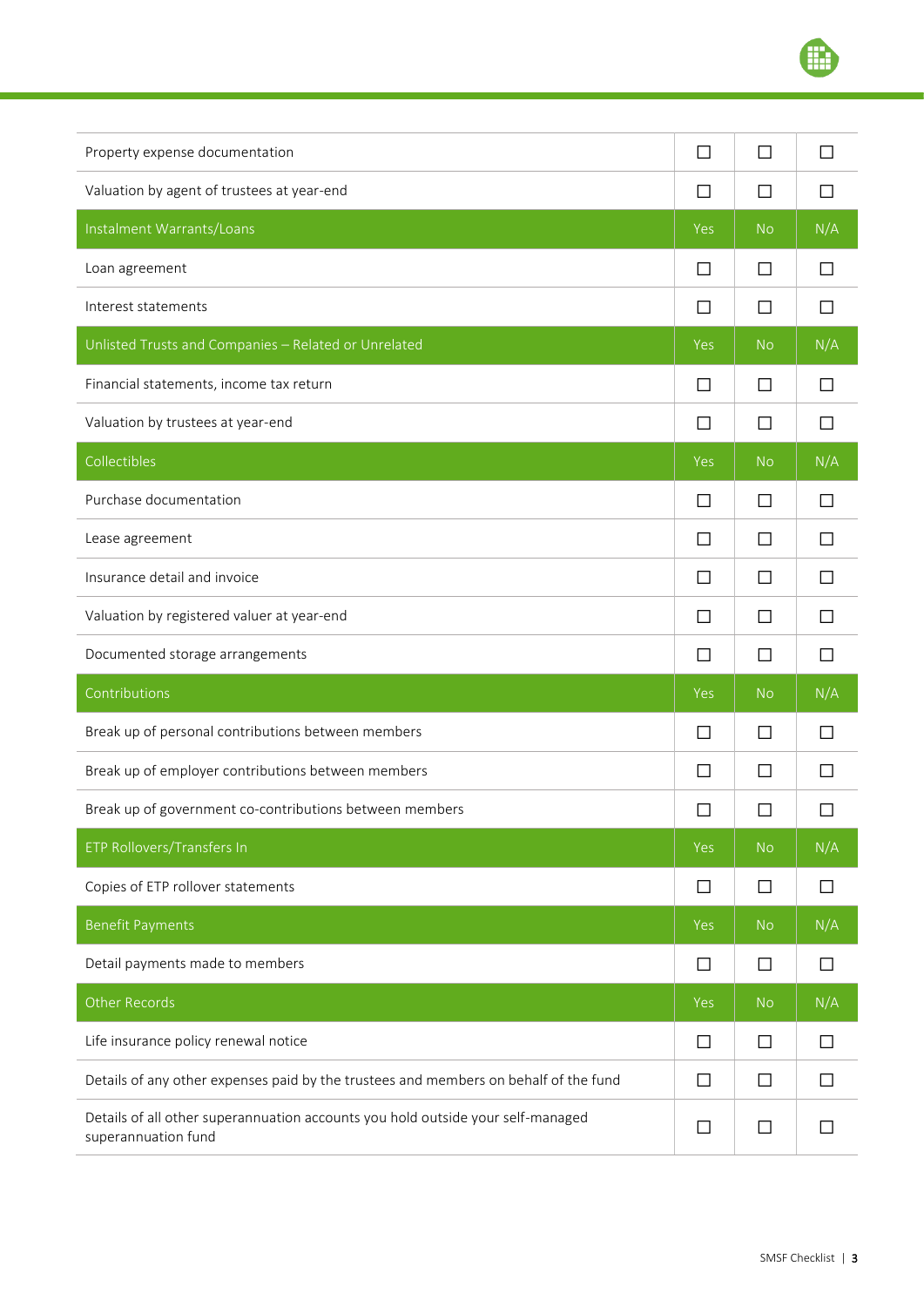| | | | |
|---|---|---|---|
| Property expense documentation | ☐ | ☐ | ☐ |
| Valuation by agent of trustees at year-end | ☐ | ☐ | ☐ |
| **Instalment Warrants/Loans** | **Yes** | **No** | **N/A** |
| Loan agreement | ☐ | ☐ | ☐ |
| Interest statements | ☐ | ☐ | ☐ |
| **Unlisted Trusts and Companies – Related or Unrelated** | **Yes** | **No** | **N/A** |
| Financial statements, income tax return | ☐ | ☐ | ☐ |
| Valuation by trustees at year-end | ☐ | ☐ | ☐ |
| **Collectibles** | **Yes** | **No** | **N/A** |
| Purchase documentation | ☐ | ☐ | ☐ |
| Lease agreement | ☐ | ☐ | ☐ |
| Insurance detail and invoice | ☐ | ☐ | ☐ |
| Valuation by registered valuer at year-end | ☐ | ☐ | ☐ |
| Documented storage arrangements | ☐ | ☐ | ☐ |
| **Contributions** | **Yes** | **No** | **N/A** |
| Break up of personal contributions between members | ☐ | ☐ | ☐ |
| Break up of employer contributions between members | ☐ | ☐ | ☐ |
| Break up of government co-contributions between members | ☐ | ☐ | ☐ |
| **ETP Rollovers/Transfers In** | **Yes** | **No** | **N/A** |
| Copies of ETP rollover statements | ☐ | ☐ | ☐ |
| **Benefit Payments** | **Yes** | **No** | **N/A** |
| Detail payments made to members | ☐ | ☐ | ☐ |
| **Other Records** | **Yes** | **No** | **N/A** |
| Life insurance policy renewal notice | ☐ | ☐ | ☐ |
| Details of any other expenses paid by the trustees and members on behalf of the fund | ☐ | ☐ | ☐ |
| Details of all other superannuation accounts you hold outside your self-managed superannuation fund | ☐ | ☐ | ☐ |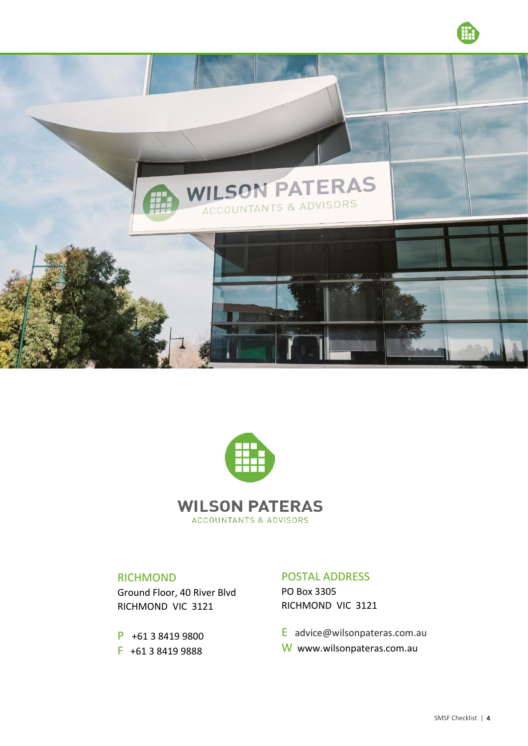WILSON PATERAS
ACCOUNTANTS & ADVISORS

## RICHMOND

Ground Floor, 40 River Blvd
RICHMOND VIC 3121

P +61 3 8419 9800
F +61 3 8419 9888

## POSTAL ADDRESS

PO Box 3305
RICHMOND VIC 3121

E advice@wilsonpateras.com.au
W www.wilsonpateras.com.au